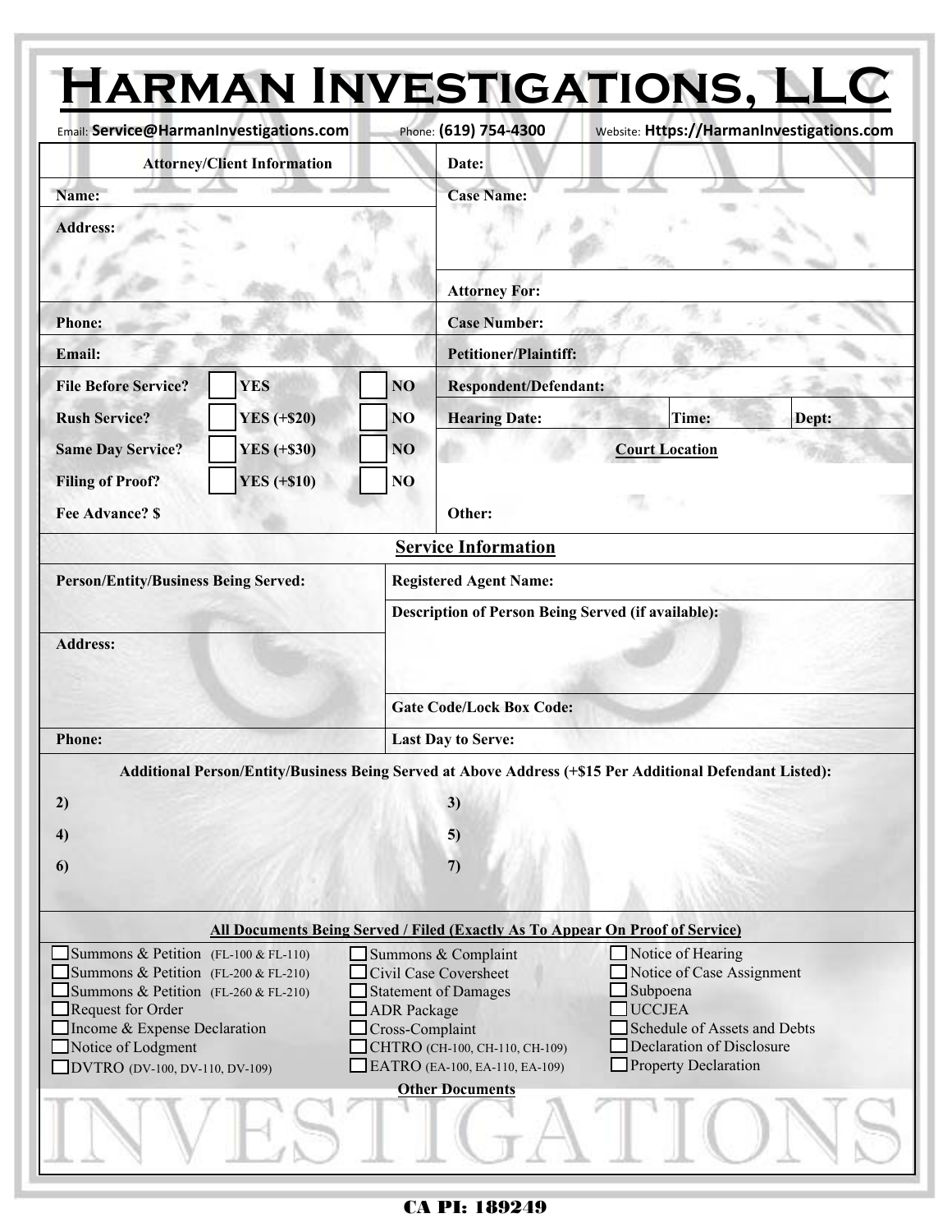# Harman Investigations, LLC

Email: **Service@HarmanInvestigations.com** Phone: **(619) 754-4300** Website: **Https://HarmanInvestigations.com**

| **Attorney/Client Information** | | | | | **Date:** | | |
|---|---|---|---|---|---|---|---|
| **Name:** | | | | | **Case Name:** | | |
| **Address:** | | | | | | | |
| | | | | | **Attorney For:** | | |
| **Phone:** | | | | | **Case Number:** | | |
| **Email:** | | | | | **Petitioner/Plaintiff:** | | |
| **File Before Service?** | ☐ | **YES** | ☐ | **NO** | **Respondent/Defendant:** | | |
| **Rush Service?** | ☐ | **YES (+$20)** | ☐ | **NO** | **Hearing Date:** | **Time:** | **Dept:** |
| **Same Day Service?** | ☐ | **YES (+$30)** | ☐ | **NO** | **Court Location** | | |
| **Filing of Proof?** | ☐ | **YES (+$10)** | ☐ | **NO** | | | |
| **Fee Advance? $** | | | | | **Other:** | | |

## Service Information

| **Person/Entity/Business Being Served:** | **Registered Agent Name:** |
|---|---|
| | **Description of Person Being Served (if available):** |
| **Address:** | |
| | **Gate Code/Lock Box Code:** |
| **Phone:** | **Last Day to Serve:** |

**Additional Person/Entity/Business Being Served at Above Address (+$15 Per Additional Defendant Listed):**

| | |
|---|---|
| **2)** | **3)** |
| **4)** | **5)** |
| **6)** | **7)** |

**All Documents Being Served / Filed (Exactly As To Appear On Proof of Service)**

| | | |
|---|---|---|
| ☐ Summons & Petition (FL-100 & FL-110) | ☐ Summons & Complaint | ☐ Notice of Hearing |
| ☐ Summons & Petition (FL-200 & FL-210) | ☐ Civil Case Coversheet | ☐ Notice of Case Assignment |
| ☐ Summons & Petition (FL-260 & FL-210) | ☐ Statement of Damages | ☐ Subpoena |
| ☐ Request for Order | ☐ ADR Package | ☐ UCCJEA |
| ☐ Income & Expense Declaration | ☐ Cross-Complaint | ☐ Schedule of Assets and Debts |
| ☐ Notice of Lodgment | ☐ CHTRO (CH-100, CH-110, CH-109) | ☐ Declaration of Disclosure |
| ☐ DVTRO (DV-100, DV-110, DV-109) | ☐ EATRO (EA-100, EA-110, EA-109) | ☐ Property Declaration |

**Other Documents**

**CA PI: 189249**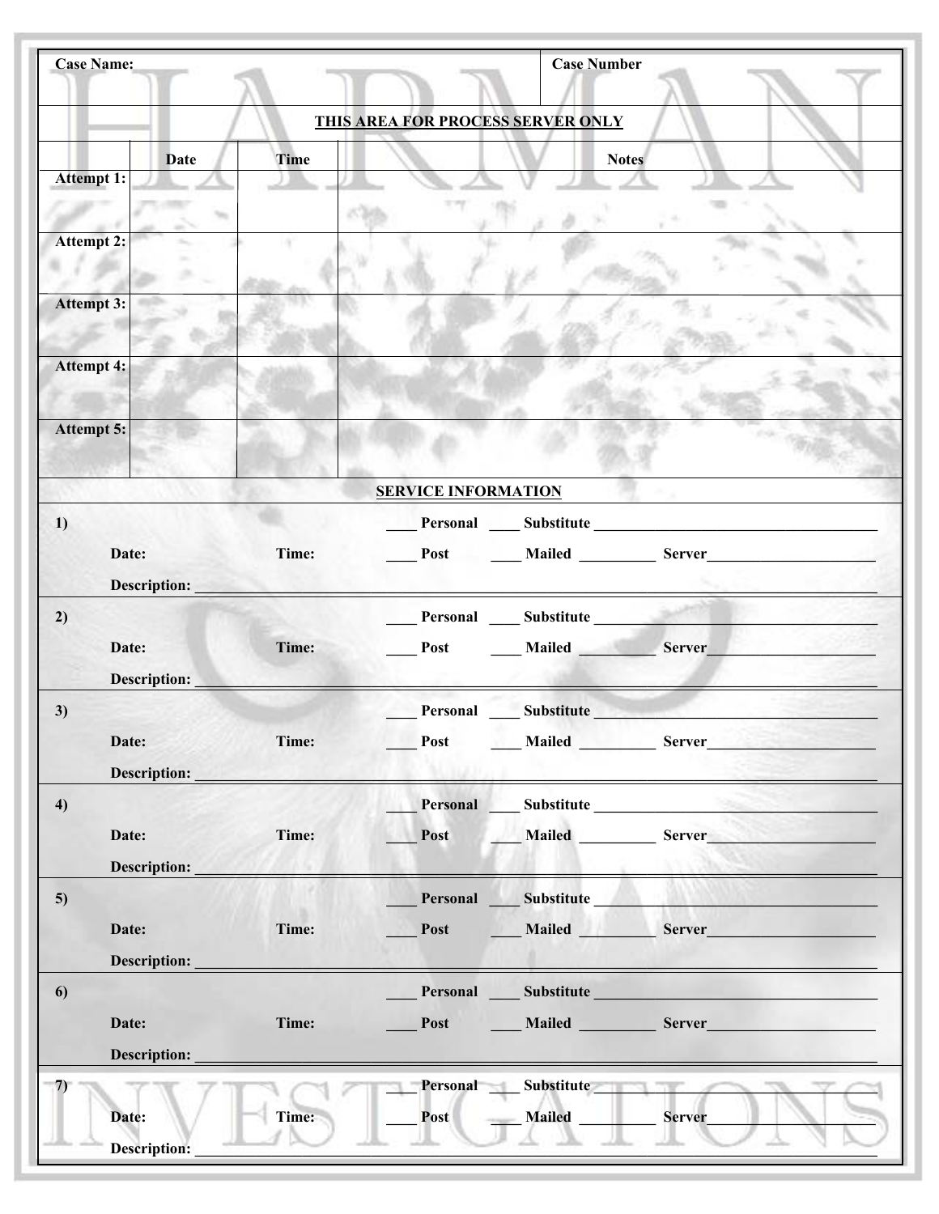| Case Name: | Case Number |
|---|---|
| | |

**THIS AREA FOR PROCESS SERVER ONLY**

| | Date | Time | Notes |
|---|---|---|---|
| Attempt 1: | | | |
| Attempt 2: | | | |
| Attempt 3: | | | |
| Attempt 4: | | | |
| Attempt 5: | | | |

**SERVICE INFORMATION**

**1)** ____ Personal ____ Substitute ______________________________

Date: Time: ____ Post ____ Mailed _________ Server____________________

Description: ______________________________________________________________

**2)** ____ Personal ____ Substitute ______________________________

Date: Time: ____ Post ____ Mailed _________ Server____________________

Description: ______________________________________________________________

**3)** ____ Personal ____ Substitute ______________________________

Date: Time: ____ Post ____ Mailed _________ Server____________________

Description: ______________________________________________________________

**4)** ____ Personal ____ Substitute ______________________________

Date: Time: ____ Post ____ Mailed _________ Server____________________

Description: ______________________________________________________________

**5)** ____ Personal ____ Substitute ______________________________

Date: Time: ____ Post ____ Mailed _________ Server____________________

Description: ______________________________________________________________

**6)** ____ Personal ____ Substitute ______________________________

Date: Time: ____ Post ____ Mailed _________ Server____________________

Description: ______________________________________________________________

**7)** ____ Personal ____ Substitute ______________________________

Date: Time: ____ Post ____ Mailed _________ Server____________________

Description: ______________________________________________________________